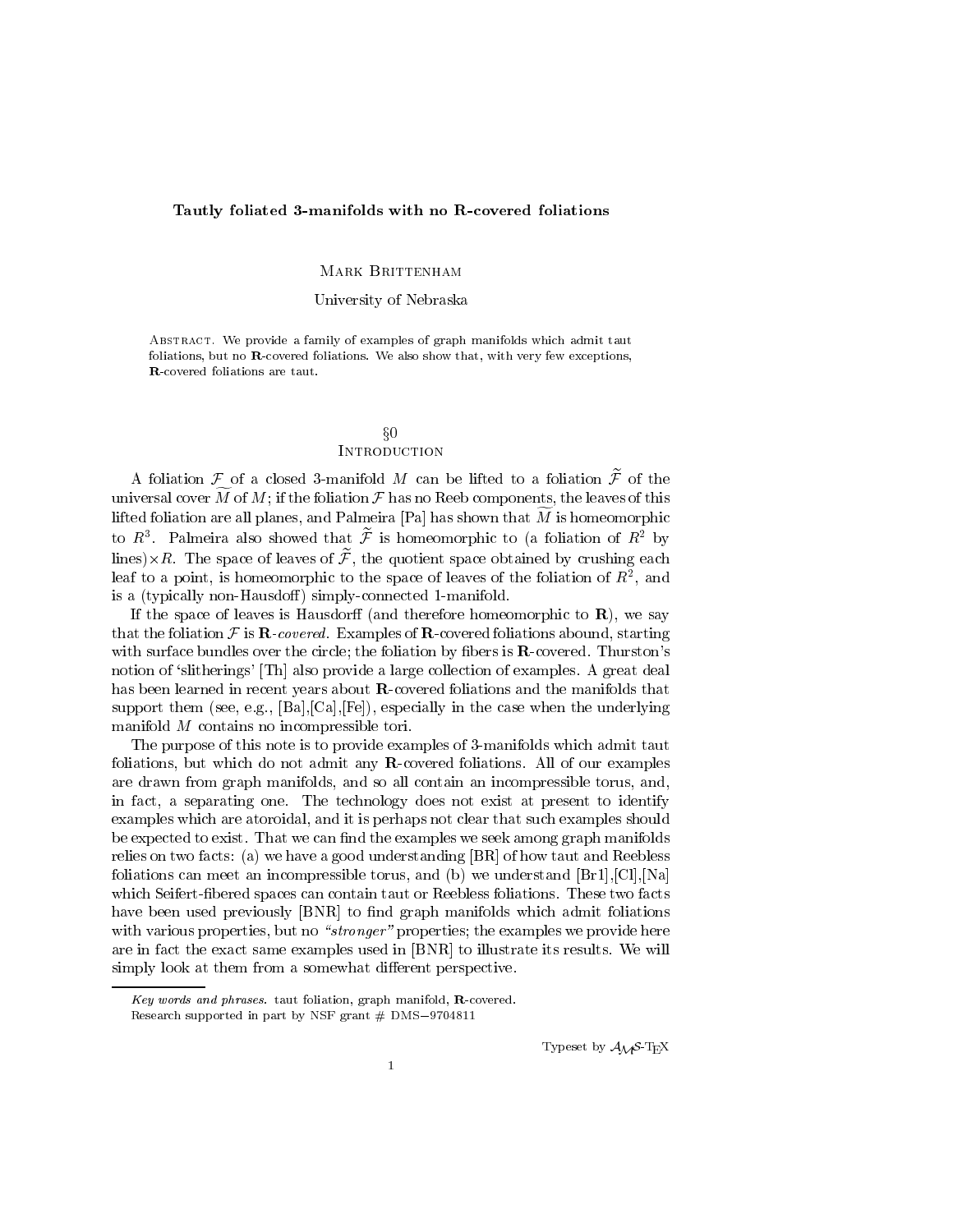# Tautly foliated 3-manifolds with no R-covered foliations

Mark Brittenham

University of Nebraska

Abstract. We provide a family of examples of graph manifolds which admit taut foliations, but no **R**-covered foliations. We also show that, with very few exceptions, **R**-covered foliations are taut.

## §0
## Introduction

A foliation $\mathcal{F}$ of a closed 3-manifold $M$ can be lifted to a foliation $\widetilde{\mathcal{F}}$ of the universal cover $\widetilde{M}$ of $M$; if the foliation $\mathcal{F}$ has no Reeb components, the leaves of this lifted foliation are all planes, and Palmeira [Pa] has shown that $\widetilde{M}$ is homeomorphic to $R^3$. Palmeira also showed that $\widetilde{\mathcal{F}}$ is homeomorphic to (a foliation of $R^2$ by lines)$\times R$. The space of leaves of $\widetilde{\mathcal{F}}$, the quotient space obtained by crushing each leaf to a point, is homeomorphic to the space of leaves of the foliation of $R^2$, and is a (typically non-Hausdorff) simply-connected 1-manifold.

If the space of leaves is Hausdorff (and therefore homeomorphic to **R**), we say that the foliation $\mathcal{F}$ is ***R**-covered*. Examples of **R**-covered foliations abound, starting with surface bundles over the circle; the foliation by fibers is **R**-covered. Thurston's notion of 'slitherings' [Th] also provide a large collection of examples. A great deal has been learned in recent years about **R**-covered foliations and the manifolds that support them (see, e.g., [Ba],[Ca],[Fe]), especially in the case when the underlying manifold $M$ contains no incompressible tori.

The purpose of this note is to provide examples of 3-manifolds which admit taut foliations, but which do not admit any **R**-covered foliations. All of our examples are drawn from graph manifolds, and so all contain an incompressible torus, and, in fact, a separating one. The technology does not exist at present to identify examples which are atoroidal, and it is perhaps not clear that such examples should be expected to exist. That we can find the examples we seek among graph manifolds relies on two facts: (a) we have a good understanding [BR] of how taut and Reebless foliations can meet an incompressible torus, and (b) we understand [Br1],[Cl],[Na] which Seifert-fibered spaces can contain taut or Reebless foliations. These two facts have been used previously [BNR] to find graph manifolds which admit foliations with various properties, but no *"stronger"* properties; the examples we provide here are in fact the exact same examples used in [BNR] to illustrate its results. We will simply look at them from a somewhat different perspective.

---

*Key words and phrases.* taut foliation, graph manifold, **R**-covered.

Research supported in part by NSF grant # DMS−9704811

Typeset by $\mathcal{A}_{\mathcal{M}}\mathcal{S}$-TEX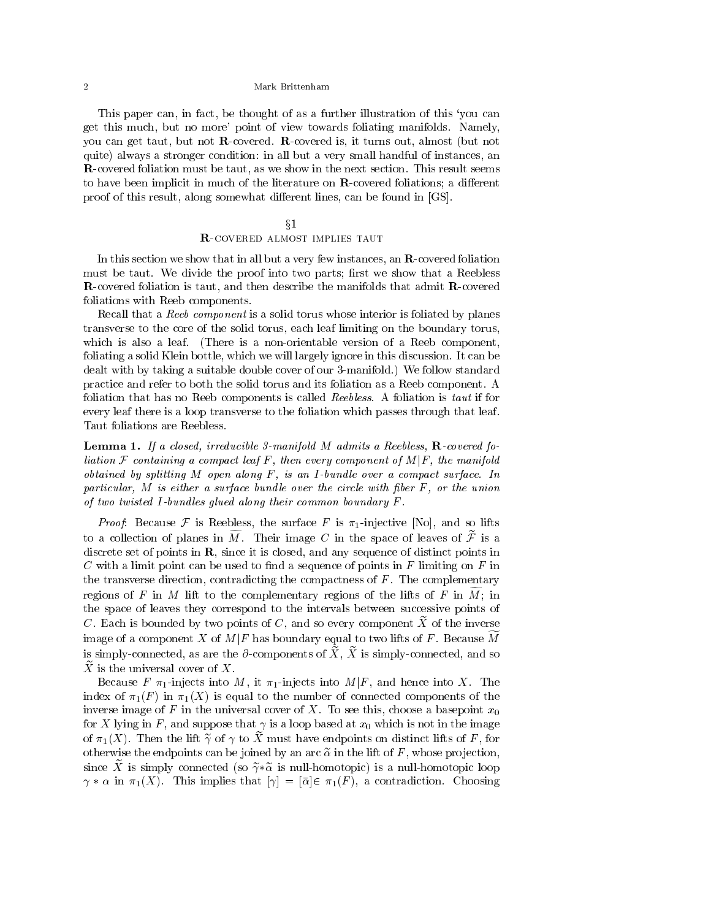This paper can, in fact, be thought of as a further illustration of this 'you can get this much, but no more' point of view towards foliating manifolds. Namely, you can get taut, but not **R**-covered. **R**-covered is, it turns out, almost (but not quite) always a stronger condition: in all but a very small handful of instances, an **R**-covered foliation must be taut, as we show in the next section. This result seems to have been implicit in much of the literature on **R**-covered foliations; a different proof of this result, along somewhat different lines, can be found in [GS].

## §1
## R-covered almost implies taut

In this section we show that in all but a very few instances, an **R**-covered foliation must be taut. We divide the proof into two parts; first we show that a Reebless **R**-covered foliation is taut, and then describe the manifolds that admit **R**-covered foliations with Reeb components.

Recall that a *Reeb component* is a solid torus whose interior is foliated by planes transverse to the core of the solid torus, each leaf limiting on the boundary torus, which is also a leaf. (There is a non-orientable version of a Reeb component, foliating a solid Klein bottle, which we will largely ignore in this discussion. It can be dealt with by taking a suitable double cover of our 3-manifold.) We follow standard practice and refer to both the solid torus and its foliation as a Reeb component. A foliation that has no Reeb components is called *Reebless*. A foliation is *taut* if for every leaf there is a loop transverse to the foliation which passes through that leaf. Taut foliations are Reebless.

**Lemma 1.** *If a closed, irreducible 3-manifold $M$ admits a Reebless, **R**-covered foliation $\mathcal{F}$ containing a compact leaf $F$, then every component of $M|F$, the manifold obtained by splitting $M$ open along $F$, is an $I$-bundle over a compact surface. In particular, $M$ is either a surface bundle over the circle with fiber $F$, or the union of two twisted $I$-bundles glued along their common boundary $F$.*

*Proof*: Because $\mathcal{F}$ is Reebless, the surface $F$ is $\pi_1$-injective [No], and so lifts to a collection of planes in $\widetilde{M}$. Their image $C$ in the space of leaves of $\widetilde{\mathcal{F}}$ is a discrete set of points in **R**, since it is closed, and any sequence of distinct points in $C$ with a limit point can be used to find a sequence of points in $F$ limiting on $F$ in the transverse direction, contradicting the compactness of $F$. The complementary regions of $F$ in $M$ lift to the complementary regions of the lifts of $F$ in $\widetilde{M}$; in the space of leaves they correspond to the intervals between successive points of $C$. Each is bounded by two points of $C$, and so every component $\widetilde{X}$ of the inverse image of a component $X$ of $M|F$ has boundary equal to two lifts of $F$. Because $\widetilde{M}$ is simply-connected, as are the $\partial$-components of $\widetilde{X}$, $\widetilde{X}$ is simply-connected, and so $\widetilde{X}$ is the universal cover of $X$.

Because $F$ $\pi_1$-injects into $M$, it $\pi_1$-injects into $M|F$, and hence into $X$. The index of $\pi_1(F)$ in $\pi_1(X)$ is equal to the number of connected components of the inverse image of $F$ in the universal cover of $X$. To see this, choose a basepoint $x_0$ for $X$ lying in $F$, and suppose that $\gamma$ is a loop based at $x_0$ which is not in the image of $\pi_1(X)$. Then the lift $\widetilde{\gamma}$ of $\gamma$ to $\widetilde{X}$ must have endpoints on distinct lifts of $F$, for otherwise the endpoints can be joined by an arc $\widetilde{\alpha}$ in the lift of $F$, whose projection, since $\widetilde{X}$ is simply connected (so $\widetilde{\gamma}*\widetilde{\alpha}$ is null-homotopic) is a null-homotopic loop $\gamma * \alpha$ in $\pi_1(X)$. This implies that $[\gamma] = [\bar{\alpha}] \in \pi_1(F)$, a contradiction. Choosing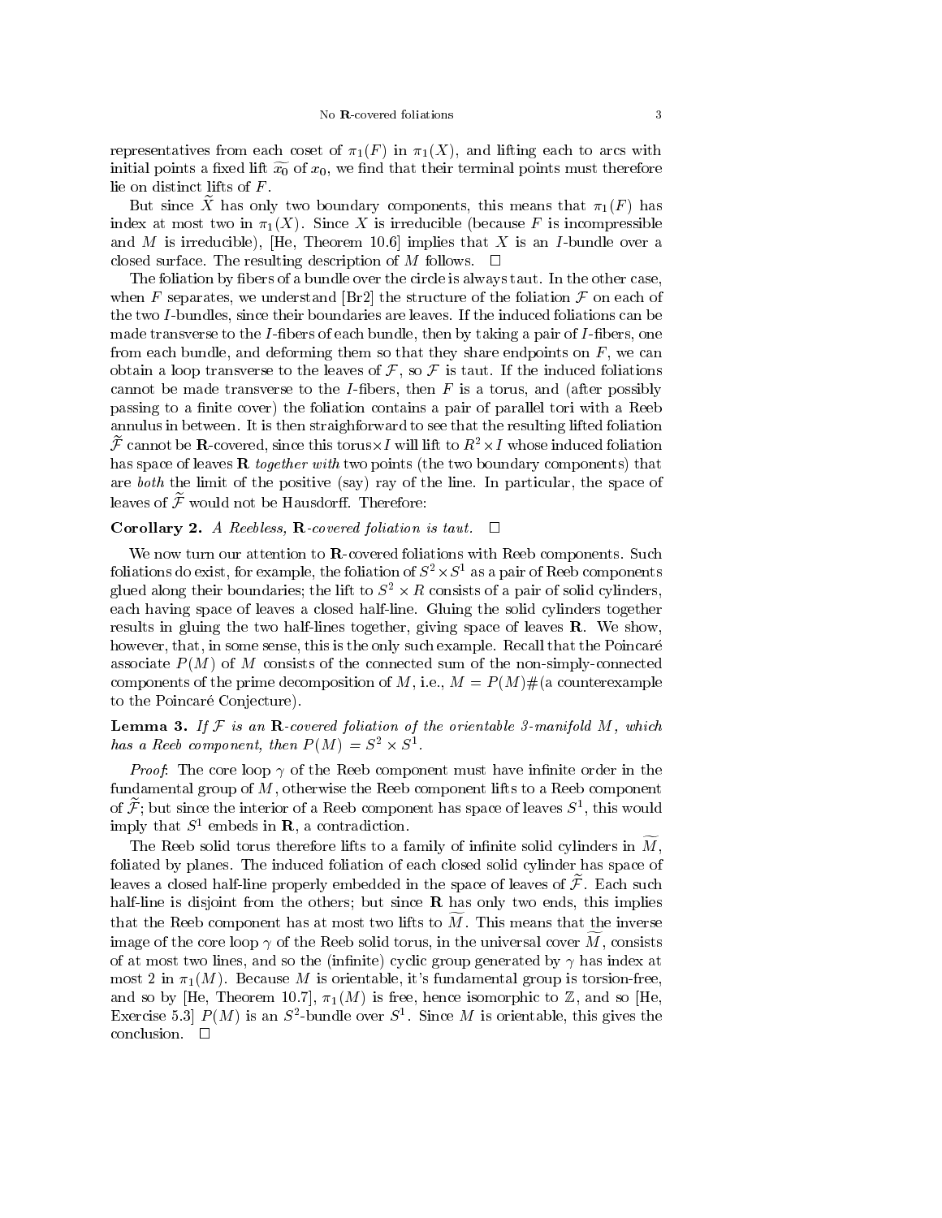representatives from each coset of $\pi_1(F)$ in $\pi_1(X)$, and lifting each to arcs with initial points a fixed lift $\widetilde{x_0}$ of $x_0$, we find that their terminal points must therefore lie on distinct lifts of $F$.

But since $\widetilde{X}$ has only two boundary components, this means that $\pi_1(F)$ has index at most two in $\pi_1(X)$. Since $X$ is irreducible (because $F$ is incompressible and $M$ is irreducible), [He, Theorem 10.6] implies that $X$ is an $I$-bundle over a closed surface. The resulting description of $M$ follows. $\square$

The foliation by fibers of a bundle over the circle is always taut. In the other case, when $F$ separates, we understand [Br2] the structure of the foliation $\mathcal{F}$ on each of the two $I$-bundles, since their boundaries are leaves. If the induced foliations can be made transverse to the $I$-fibers of each bundle, then by taking a pair of $I$-fibers, one from each bundle, and deforming them so that they share endpoints on $F$, we can obtain a loop transverse to the leaves of $\mathcal{F}$, so $\mathcal{F}$ is taut. If the induced foliations cannot be made transverse to the $I$-fibers, then $F$ is a torus, and (after possibly passing to a finite cover) the foliation contains a pair of parallel tori with a Reeb annulus in between. It is then straighforward to see that the resulting lifted foliation $\widetilde{\mathcal{F}}$ cannot be $\mathbf{R}$-covered, since this torus$\times I$ will lift to $R^2 \times I$ whose induced foliation has space of leaves $\mathbf{R}$ *together with* two points (the two boundary components) that are *both* the limit of the positive (say) ray of the line. In particular, the space of leaves of $\widetilde{\mathcal{F}}$ would not be Hausdorff. Therefore:

**Corollary 2.** *A Reebless,* $\mathbf{R}$*-covered foliation is taut.* $\square$

We now turn our attention to $\mathbf{R}$-covered foliations with Reeb components. Such foliations do exist, for example, the foliation of $S^2 \times S^1$ as a pair of Reeb components glued along their boundaries; the lift to $S^2 \times R$ consists of a pair of solid cylinders, each having space of leaves a closed half-line. Gluing the solid cylinders together results in gluing the two half-lines together, giving space of leaves $\mathbf{R}$. We show, however, that, in some sense, this is the only such example. Recall that the Poincaré associate $P(M)$ of $M$ consists of the connected sum of the non-simply-connected components of the prime decomposition of $M$, i.e., $M = P(M)\#$(a counterexample to the Poincaré Conjecture).

**Lemma 3.** *If* $\mathcal{F}$ *is an* $\mathbf{R}$*-covered foliation of the orientable 3-manifold* $M$*, which has a Reeb component, then* $P(M) = S^2 \times S^1$.

*Proof*: The core loop $\gamma$ of the Reeb component must have infinite order in the fundamental group of $M$, otherwise the Reeb component lifts to a Reeb component of $\widetilde{\mathcal{F}}$; but since the interior of a Reeb component has space of leaves $S^1$, this would imply that $S^1$ embeds in $\mathbf{R}$, a contradiction.

The Reeb solid torus therefore lifts to a family of infinite solid cylinders in $\widetilde{M}$, foliated by planes. The induced foliation of each closed solid cylinder has space of leaves a closed half-line properly embedded in the space of leaves of $\widetilde{\mathcal{F}}$. Each such half-line is disjoint from the others; but since $\mathbf{R}$ has only two ends, this implies that the Reeb component has at most two lifts to $\widetilde{M}$. This means that the inverse image of the core loop $\gamma$ of the Reeb solid torus, in the universal cover $\widetilde{M}$, consists of at most two lines, and so the (infinite) cyclic group generated by $\gamma$ has index at most 2 in $\pi_1(M)$. Because $M$ is orientable, it's fundamental group is torsion-free, and so by [He, Theorem 10.7], $\pi_1(M)$ is free, hence isomorphic to $\mathbb{Z}$, and so [He, Exercise 5.3] $P(M)$ is an $S^2$-bundle over $S^1$. Since $M$ is orientable, this gives the conclusion. $\square$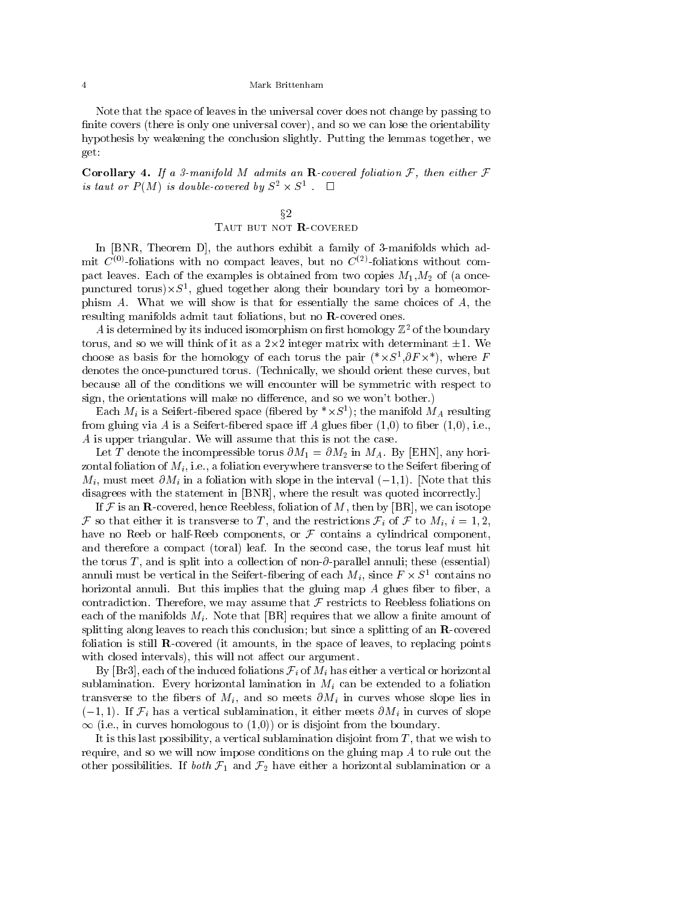Note that the space of leaves in the universal cover does not change by passing to finite covers (there is only one universal cover), and so we can lose the orientability hypothesis by weakening the conclusion slightly. Putting the lemmas together, we get:

**Corollary 4.** *If a 3-manifold $M$ admits an* **R***-covered foliation $\mathcal{F}$, then either $\mathcal{F}$ is taut or $P(M)$ is double-covered by $S^2 \times S^1$ .* $\square$

## §2
## Taut but not R-covered

In [BNR, Theorem D], the authors exhibit a family of 3-manifolds which admit $C^{(0)}$-foliations with no compact leaves, but no $C^{(2)}$-foliations without compact leaves. Each of the examples is obtained from two copies $M_1$,$M_2$ of (a once-punctured torus)$\times S^1$, glued together along their boundary tori by a homeomorphism $A$. What we will show is that for essentially the same choices of $A$, the resulting manifolds admit taut foliations, but no **R**-covered ones.

$A$ is determined by its induced isomorphism on first homology $\mathbb{Z}^2$ of the boundary torus, and so we will think of it as a $2{\times}2$ integer matrix with determinant $\pm1$. We choose as basis for the homology of each torus the pair $(*{\times}S^1, \partial F{\times}*)$, where $F$ denotes the once-punctured torus. (Technically, we should orient these curves, but because all of the conditions we will encounter will be symmetric with respect to sign, the orientations will make no difference, and so we won't bother.)

Each $M_i$ is a Seifert-fibered space (fibered by $*{\times}S^1$); the manifold $M_A$ resulting from gluing via $A$ is a Seifert-fibered space iff $A$ glues fiber (1,0) to fiber (1,0), i.e., $A$ is upper triangular. We will assume that this is not the case.

Let $T$ denote the incompressible torus $\partial M_1 = \partial M_2$ in $M_A$. By [EHN], any horizontal foliation of $M_i$, i.e., a foliation everywhere transverse to the Seifert fibering of $M_i$, must meet $\partial M_i$ in a foliation with slope in the interval $(-1,1)$. [Note that this disagrees with the statement in [BNR], where the result was quoted incorrectly.]

If $\mathcal{F}$ is an **R**-covered, hence Reebless, foliation of $M$, then by [BR], we can isotope $\mathcal{F}$ so that either it is transverse to $T$, and the restrictions $\mathcal{F}_i$ of $\mathcal{F}$ to $M_i$, $i = 1, 2$, have no Reeb or half-Reeb components, or $\mathcal{F}$ contains a cylindrical component, and therefore a compact (toral) leaf. In the second case, the torus leaf must hit the torus $T$, and is split into a collection of non-$\partial$-parallel annuli; these (essential) annuli must be vertical in the Seifert-fibering of each $M_i$, since $F \times S^1$ contains no horizontal annuli. But this implies that the gluing map $A$ glues fiber to fiber, a contradiction. Therefore, we may assume that $\mathcal{F}$ restricts to Reebless foliations on each of the manifolds $M_i$. Note that [BR] requires that we allow a finite amount of splitting along leaves to reach this conclusion; but since a splitting of an **R**-covered foliation is still **R**-covered (it amounts, in the space of leaves, to replacing points with closed intervals), this will not affect our argument.

By [Br3], each of the induced foliations $\mathcal{F}_i$ of $M_i$ has either a vertical or horizontal sublamination. Every horizontal lamination in $M_i$ can be extended to a foliation transverse to the fibers of $M_i$, and so meets $\partial M_i$ in curves whose slope lies in $(-1, 1)$. If $\mathcal{F}_i$ has a vertical sublamination, it either meets $\partial M_i$ in curves of slope $\infty$ (i.e., in curves homologous to (1,0)) or is disjoint from the boundary.

It is this last possibility, a vertical sublamination disjoint from $T$, that we wish to require, and so we will now impose conditions on the gluing map $A$ to rule out the other possibilities. If *both* $\mathcal{F}_1$ and $\mathcal{F}_2$ have either a horizontal sublamination or a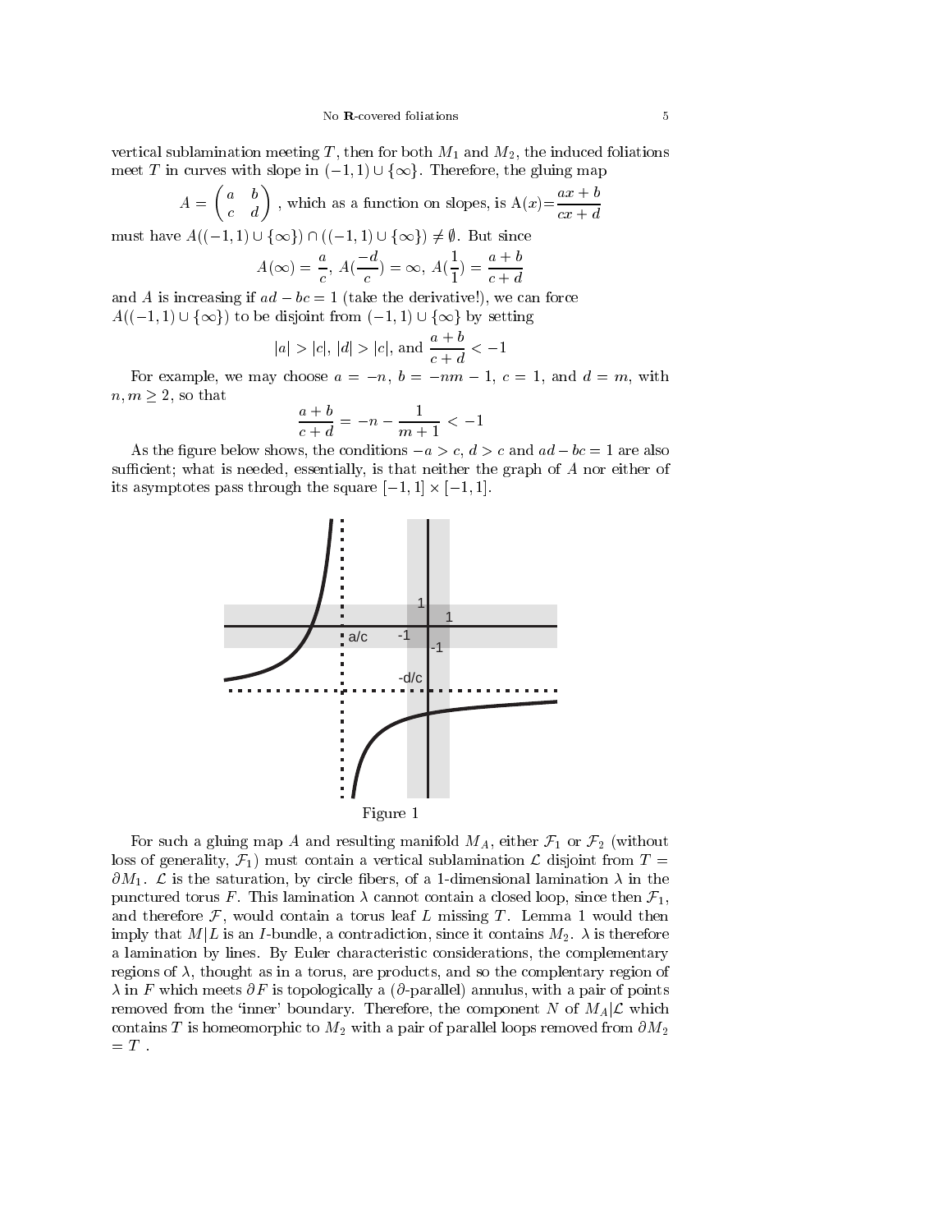vertical sublamination meeting $T$, then for both $M_1$ and $M_2$, the induced foliations meet $T$ in curves with slope in $(-1,1)\cup\{\infty\}$. Therefore, the gluing map

$$A = \begin{pmatrix} a & b \\ c & d \end{pmatrix}\text{ , which as a function on slopes, is A}(x)\text{=}\frac{ax+b}{cx+d}$$

must have $A((-1,1)\cup\{\infty\})\cap((-1,1)\cup\{\infty\})\neq\emptyset$. But since

$$A(\infty)=\frac{a}{c},\ A(\frac{-d}{c})=\infty,\ A(\frac{1}{1})=\frac{a+b}{c+d}$$

and $A$ is increasing if $ad-bc=1$ (take the derivative!), we can force $A((-1,1)\cup\{\infty\})$ to be disjoint from $(-1,1)\cup\{\infty\}$ by setting

$$|a|>|c|,\ |d|>|c|,\text{ and }\frac{a+b}{c+d}<-1$$

For example, we may choose $a=-n$, $b=-nm-1$, $c=1$, and $d=m$, with $n,m\geq 2$, so that

$$\frac{a+b}{c+d}=-n-\frac{1}{m+1}<-1$$

As the figure below shows, the conditions $-a>c$, $d>c$ and $ad-bc=1$ are also sufficient; what is needed, essentially, is that neither the graph of $A$ nor either of its asymptotes pass through the square $[-1,1]\times[-1,1]$.

1
1
a/c
-1
-1
-d/c

Figure 1

For such a gluing map $A$ and resulting manifold $M_A$, either $\mathcal{F}_1$ or $\mathcal{F}_2$ (without loss of generality, $\mathcal{F}_1$) must contain a vertical sublamination $\mathcal{L}$ disjoint from $T=\partial M_1$. $\mathcal{L}$ is the saturation, by circle fibers, of a 1-dimensional lamination $\lambda$ in the punctured torus $F$. This lamination $\lambda$ cannot contain a closed loop, since then $\mathcal{F}_1$, and therefore $\mathcal{F}$, would contain a torus leaf $L$ missing $T$. Lemma 1 would then imply that $M|L$ is an $I$-bundle, a contradiction, since it contains $M_2$. $\lambda$ is therefore a lamination by lines. By Euler characteristic considerations, the complementary regions of $\lambda$, thought as in a torus, are products, and so the complentary region of $\lambda$ in $F$ which meets $\partial F$ is topologically a ($\partial$-parallel) annulus, with a pair of points removed from the 'inner' boundary. Therefore, the component $N$ of $M_A|\mathcal{L}$ which contains $T$ is homeomorphic to $M_2$ with a pair of parallel loops removed from $\partial M_2 = T$ .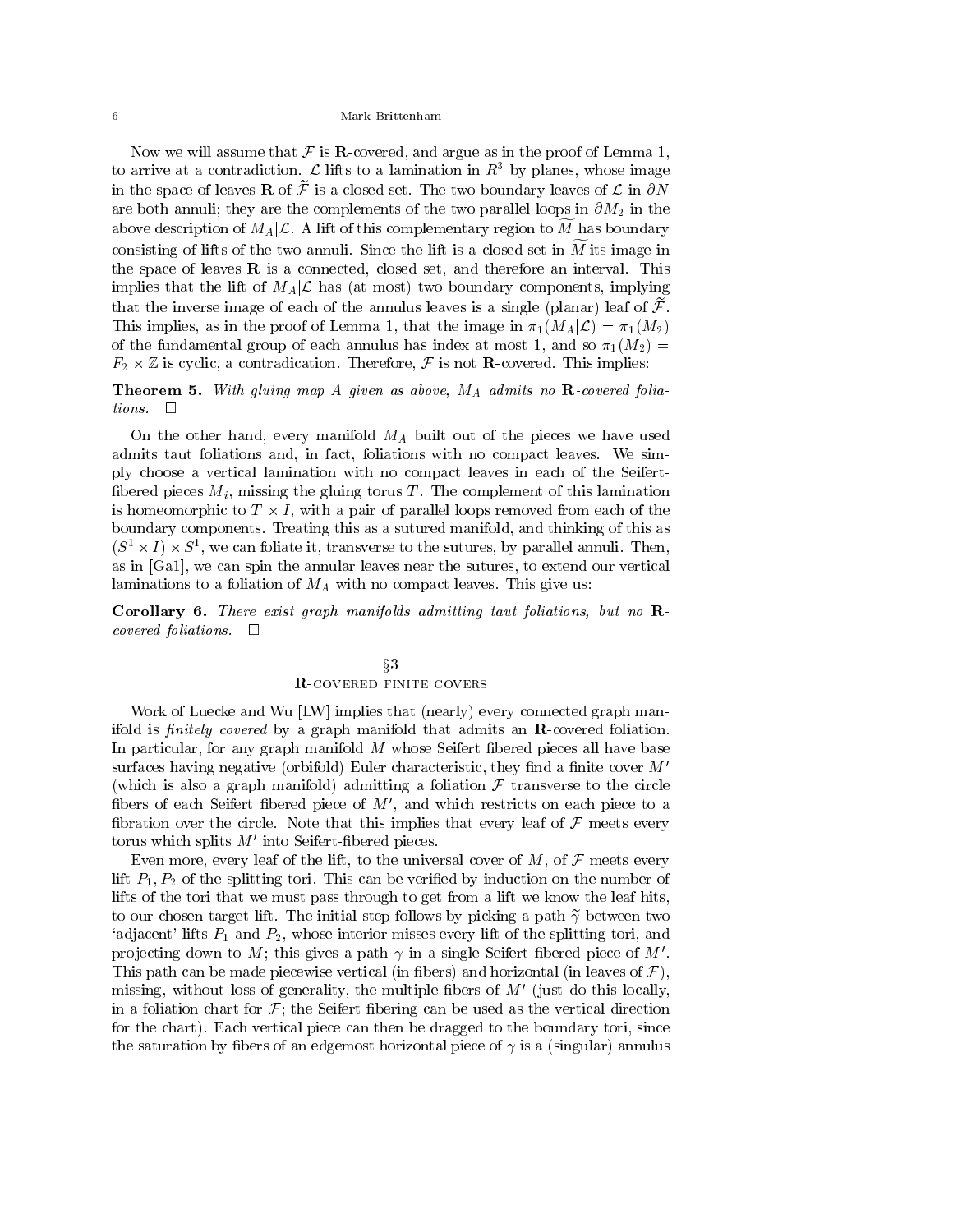Now we will assume that $\mathcal{F}$ is $\mathbf{R}$-covered, and argue as in the proof of Lemma 1, to arrive at a contradiction. $\mathcal{L}$ lifts to a lamination in $R^3$ by planes, whose image in the space of leaves $\mathbf{R}$ of $\widetilde{\mathcal{F}}$ is a closed set. The two boundary leaves of $\mathcal{L}$ in $\partial N$ are both annuli; they are the complements of the two parallel loops in $\partial M_2$ in the above description of $M_A|\mathcal{L}$. A lift of this complementary region to $\widetilde{M}$ has boundary consisting of lifts of the two annuli. Since the lift is a closed set in $\widetilde{M}$ its image in the space of leaves $\mathbf{R}$ is a connected, closed set, and therefore an interval. This implies that the lift of $M_A|\mathcal{L}$ has (at most) two boundary components, implying that the inverse image of each of the annulus leaves is a single (planar) leaf of $\widetilde{\mathcal{F}}$. This implies, as in the proof of Lemma 1, that the image in $\pi_1(M_A|\mathcal{L}) = \pi_1(M_2)$ of the fundamental group of each annulus has index at most 1, and so $\pi_1(M_2) = F_2 \times \mathbb{Z}$ is cyclic, a contradication. Therefore, $\mathcal{F}$ is not $\mathbf{R}$-covered. This implies:

**Theorem 5.** *With gluing map $A$ given as above, $M_A$ admits no $\mathbf{R}$-covered foliations.* $\square$

On the other hand, every manifold $M_A$ built out of the pieces we have used admits taut foliations and, in fact, foliations with no compact leaves. We simply choose a vertical lamination with no compact leaves in each of the Seifert-fibered pieces $M_i$, missing the gluing torus $T$. The complement of this lamination is homeomorphic to $T \times I$, with a pair of parallel loops removed from each of the boundary components. Treating this as a sutured manifold, and thinking of this as $(S^1 \times I) \times S^1$, we can foliate it, transverse to the sutures, by parallel annuli. Then, as in [Ga1], we can spin the annular leaves near the sutures, to extend our vertical laminations to a foliation of $M_A$ with no compact leaves. This give us:

**Corollary 6.** *There exist graph manifolds admitting taut foliations, but no $\mathbf{R}$-covered foliations.* $\square$

## §3
## R-covered finite covers

Work of Luecke and Wu [LW] implies that (nearly) every connected graph manifold is *finitely covered* by a graph manifold that admits an $\mathbf{R}$-covered foliation. In particular, for any graph manifold $M$ whose Seifert fibered pieces all have base surfaces having negative (orbifold) Euler characteristic, they find a finite cover $M'$ (which is also a graph manifold) admitting a foliation $\mathcal{F}$ transverse to the circle fibers of each Seifert fibered piece of $M'$, and which restricts on each piece to a fibration over the circle. Note that this implies that every leaf of $\mathcal{F}$ meets every torus which splits $M'$ into Seifert-fibered pieces.

Even more, every leaf of the lift, to the universal cover of $M$, of $\mathcal{F}$ meets every lift $P_1, P_2$ of the splitting tori. This can be verified by induction on the number of lifts of the tori that we must pass through to get from a lift we know the leaf hits, to our chosen target lift. The initial step follows by picking a path $\widetilde{\gamma}$ between two 'adjacent' lifts $P_1$ and $P_2$, whose interior misses every lift of the splitting tori, and projecting down to $M$; this gives a path $\gamma$ in a single Seifert fibered piece of $M'$. This path can be made piecewise vertical (in fibers) and horizontal (in leaves of $\mathcal{F}$), missing, without loss of generality, the multiple fibers of $M'$ (just do this locally, in a foliation chart for $\mathcal{F}$; the Seifert fibering can be used as the vertical direction for the chart). Each vertical piece can then be dragged to the boundary tori, since the saturation by fibers of an edgemost horizontal piece of $\gamma$ is a (singular) annulus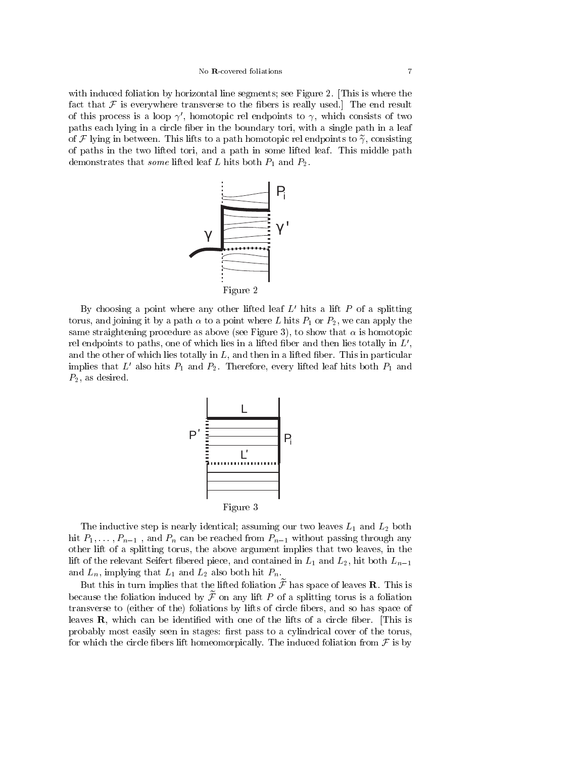with induced foliation by horizontal line segments; see Figure 2. [This is where the fact that $\mathcal{F}$ is everywhere transverse to the fibers is really used.] The end result of this process is a loop $\gamma'$, homotopic rel endpoints to $\gamma$, which consists of two paths each lying in a circle fiber in the boundary tori, with a single path in a leaf of $\mathcal{F}$ lying in between. This lifts to a path homotopic rel endpoints to $\widetilde{\gamma}$, consisting of paths in the two lifted tori, and a path in some lifted leaf. This middle path demonstrates that *some* lifted leaf $L$ hits both $P_1$ and $P_2$.

Figure 2

By choosing a point where any other lifted leaf $L'$ hits a lift $P$ of a splitting torus, and joining it by a path $\alpha$ to a point where $L$ hits $P_1$ or $P_2$, we can apply the same straightening procedure as above (see Figure 3), to show that $\alpha$ is homotopic rel endpoints to paths, one of which lies in a lifted fiber and then lies totally in $L'$, and the other of which lies totally in $L$, and then in a lifted fiber. This in particular implies that $L'$ also hits $P_1$ and $P_2$. Therefore, every lifted leaf hits both $P_1$ and $P_2$, as desired.

Figure 3

The inductive step is nearly identical; assuming our two leaves $L_1$ and $L_2$ both hit $P_1, \ldots, P_{n-1}$ , and $P_n$ can be reached from $P_{n-1}$ without passing through any other lift of a splitting torus, the above argument implies that two leaves, in the lift of the relevant Seifert fibered piece, and contained in $L_1$ and $L_2$, hit both $L_{n-1}$ and $L_n$, implying that $L_1$ and $L_2$ also both hit $P_n$.

But this in turn implies that the lifted foliation $\widetilde{\mathcal{F}}$ has space of leaves $\mathbf{R}$. This is because the foliation induced by $\widetilde{\mathcal{F}}$ on any lift $P$ of a splitting torus is a foliation transverse to (either of the) foliations by lifts of circle fibers, and so has space of leaves $\mathbf{R}$, which can be identified with one of the lifts of a circle fiber. [This is probably most easily seen in stages: first pass to a cylindrical cover of the torus, for which the circle fibers lift homeomorpically. The induced foliation from $\mathcal{F}$ is by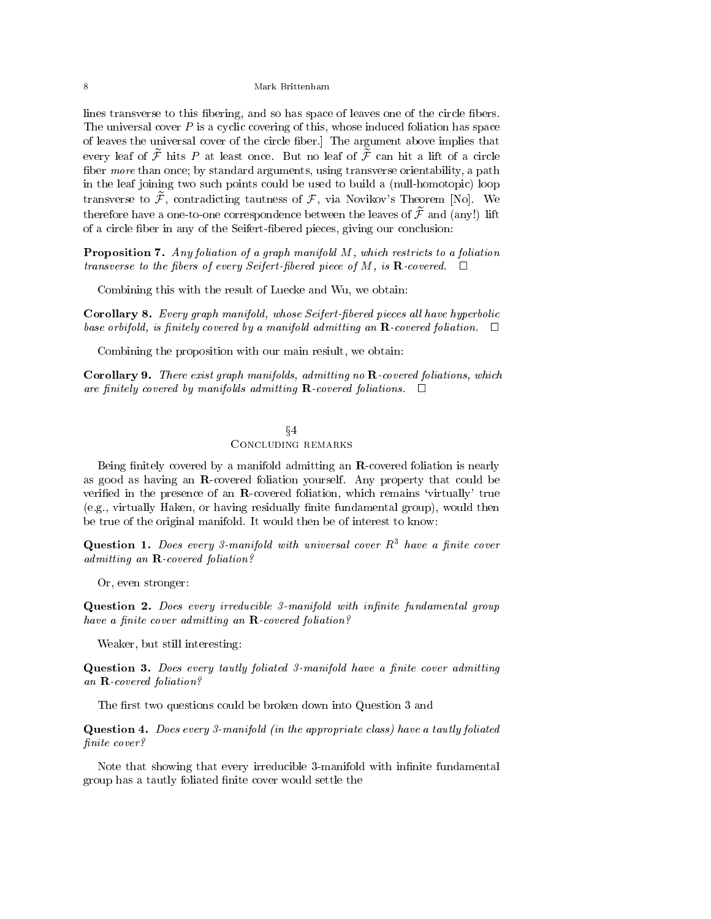lines transverse to this fibering, and so has space of leaves one of the circle fibers. The universal cover $P$ is a cyclic covering of this, whose induced foliation has space of leaves the universal cover of the circle fiber.] The argument above implies that every leaf of $\widetilde{\mathcal{F}}$ hits $P$ at least once. But no leaf of $\widetilde{\mathcal{F}}$ can hit a lift of a circle fiber *more* than once; by standard arguments, using transverse orientability, a path in the leaf joining two such points could be used to build a (null-homotopic) loop transverse to $\widetilde{\mathcal{F}}$, contradicting tautness of $\mathcal{F}$, via Novikov's Theorem [No]. We therefore have a one-to-one correspondence between the leaves of $\widetilde{\mathcal{F}}$ and (any!) lift of a circle fiber in any of the Seifert-fibered pieces, giving our conclusion:

**Proposition 7.** *Any foliation of a graph manifold $M$, which restricts to a foliation transverse to the fibers of every Seifert-fibered piece of $M$, is* **R***-covered.* □

Combining this with the result of Luecke and Wu, we obtain:

**Corollary 8.** *Every graph manifold, whose Seifert-fibered pieces all have hyperbolic base orbifold, is finitely covered by a manifold admitting an* **R***-covered foliation.* □

Combining the proposition with our main resiult, we obtain:

**Corollary 9.** *There exist graph manifolds, admitting no* **R***-covered foliations, which are finitely covered by manifolds admitting* **R***-covered foliations.* □

## §4
## Concluding remarks

Being finitely covered by a manifold admitting an **R**-covered foliation is nearly as good as having an **R**-covered foliation yourself. Any property that could be verified in the presence of an **R**-covered foliation, which remains 'virtually' true (e.g., virtually Haken, or having residually finite fundamental group), would then be true of the original manifold. It would then be of interest to know:

**Question 1.** *Does every 3-manifold with universal cover $R^3$ have a finite cover admitting an* **R***-covered foliation?*

Or, even stronger:

**Question 2.** *Does every irreducible 3-manifold with infinite fundamental group have a finite cover admitting an* **R***-covered foliation?*

Weaker, but still interesting:

**Question 3.** *Does every tautly foliated 3-manifold have a finite cover admitting an* **R***-covered foliation?*

The first two questions could be broken down into Question 3 and

**Question 4.** *Does every 3-manifold (in the appropriate class) have a tautly foliated finite cover?*

Note that showing that every irreducible 3-manifold with infinite fundamental group has a tautly foliated finite cover would settle the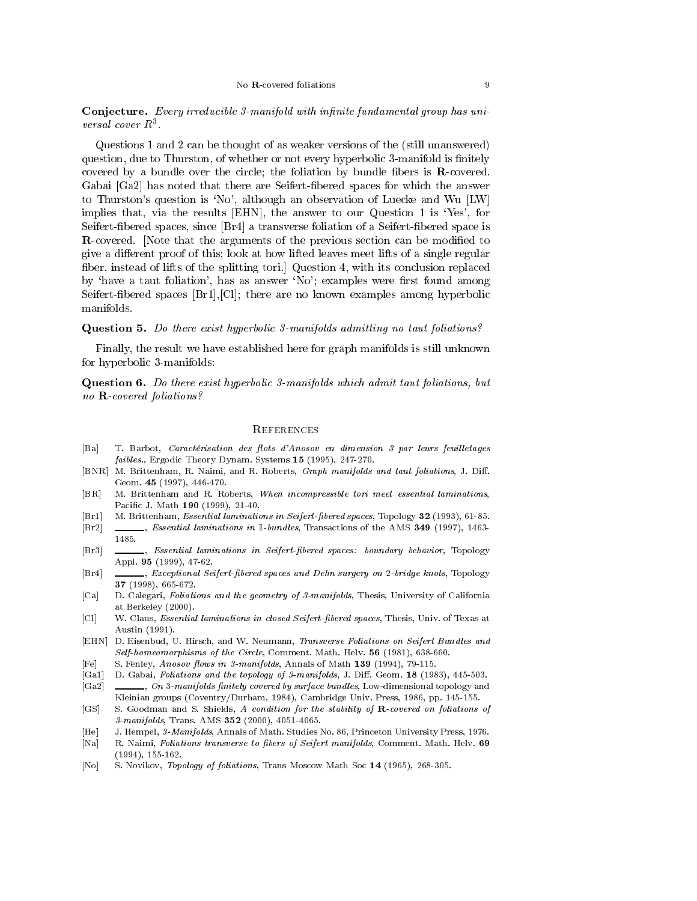**Conjecture.** *Every irreducible 3-manifold with infinite fundamental group has universal cover $R^3$.*

Questions 1 and 2 can be thought of as weaker versions of the (still unanswered) question, due to Thurston, of whether or not every hyperbolic 3-manifold is finitely covered by a bundle over the circle; the foliation by bundle fibers is **R**-covered. Gabai [Ga2] has noted that there are Seifert-fibered spaces for which the answer to Thurston's question is 'No', although an observation of Luecke and Wu [LW] implies that, via the results [EHN], the answer to our Question 1 is 'Yes', for Seifert-fibered spaces, since [Br4] a transverse foliation of a Seifert-fibered space is **R**-covered. [Note that the arguments of the previous section can be modified to give a different proof of this; look at how lifted leaves meet lifts of a single regular fiber, instead of lifts of the splitting tori.] Question 4, with its conclusion replaced by 'have a taut foliation', has as answer 'No'; examples were first found among Seifert-fibered spaces [Br1],[Cl]; there are no known examples among hyperbolic manifolds.

**Question 5.** *Do there exist hyperbolic 3-manifolds admitting no taut foliations?*

Finally, the result we have established here for graph manifolds is still unknown for hyperbolic 3-manifolds:

**Question 6.** *Do there exist hyperbolic 3-manifolds which admit taut foliations, but no* **R***-covered foliations?*

## References

- [Ba] T. Barbot, *Caractérisation des flots d'Anosov en dimension 3 par leurs feuilletages faibles.*, Ergodic Theory Dynam. Systems **15** (1995), 247-270.
- [BNR] M. Brittenham, R. Naimi, and R. Roberts, *Graph manifolds and taut foliations*, J. Diff. Geom. **45** (1997), 446-470.
- [BR] M. Brittenham and R. Roberts, *When incompressible tori meet essential laminations*, Pacific J. Math **190** (1999), 21-40.
- [Br1] M. Brittenham, *Essential laminations in Seifert-fibered spaces*, Topology **32** (1993), 61-85.
- [Br2] ______, *Essential laminations in* $\mathbb{I}$*-bundles*, Transactions of the AMS **349** (1997), 1463-1485.
- [Br3] ______, *Essential laminations in Seifert-fibered spaces: boundary behavior*, Topology Appl. **95** (1999), 47-62.
- [Br4] ______, *Exceptional Seifert-fibered spaces and Dehn surgery on 2-bridge knots*, Topology **37** (1998), 665-672.
- [Ca] D. Calegari, *Foliations and the geometry of 3-manifolds*, Thesis, University of California at Berkeley (2000).
- [Cl] W. Claus, *Essential laminations in closed Seifert-fibered spaces*, Thesis, Univ. of Texas at Austin (1991).
- [EHN] D. Eisenbud, U. Hirsch, and W. Neumann, *Transverse Foliations on Seifert Bundles and Self-homeomorphisms of the Circle*, Comment. Math. Helv. **56** (1981), 638-660.
- [Fe] S. Fenley, *Anosov flows in 3-manifolds*, Annals of Math **139** (1994), 79-115.
- [Ga1] D. Gabai, *Foliations and the topology of 3-manifolds*, J. Diff. Geom. **18** (1983), 445-503.
- [Ga2] ______, *On 3-manifolds finitely covered by surface bundles*, Low-dimensional topology and Kleinian groups (Coventry/Durham, 1984), Cambridge Univ. Press, 1986, pp. 145-155.
- [GS] S. Goodman and S. Shields, *A condition for the stability of* **R***-covered on foliations of 3-manifolds*, Trans. AMS **352** (2000), 4051-4065.
- [He] J. Hempel, *3-Manifolds*, Annals of Math. Studies No. 86, Princeton University Press, 1976.
- [Na] R. Naimi, *Foliations transverse to fibers of Seifert manifolds*, Comment. Math. Helv. **69** (1994), 155-162.
- [No] S. Novikov, *Topology of foliations*, Trans Moscow Math Soc **14** (1965), 268-305.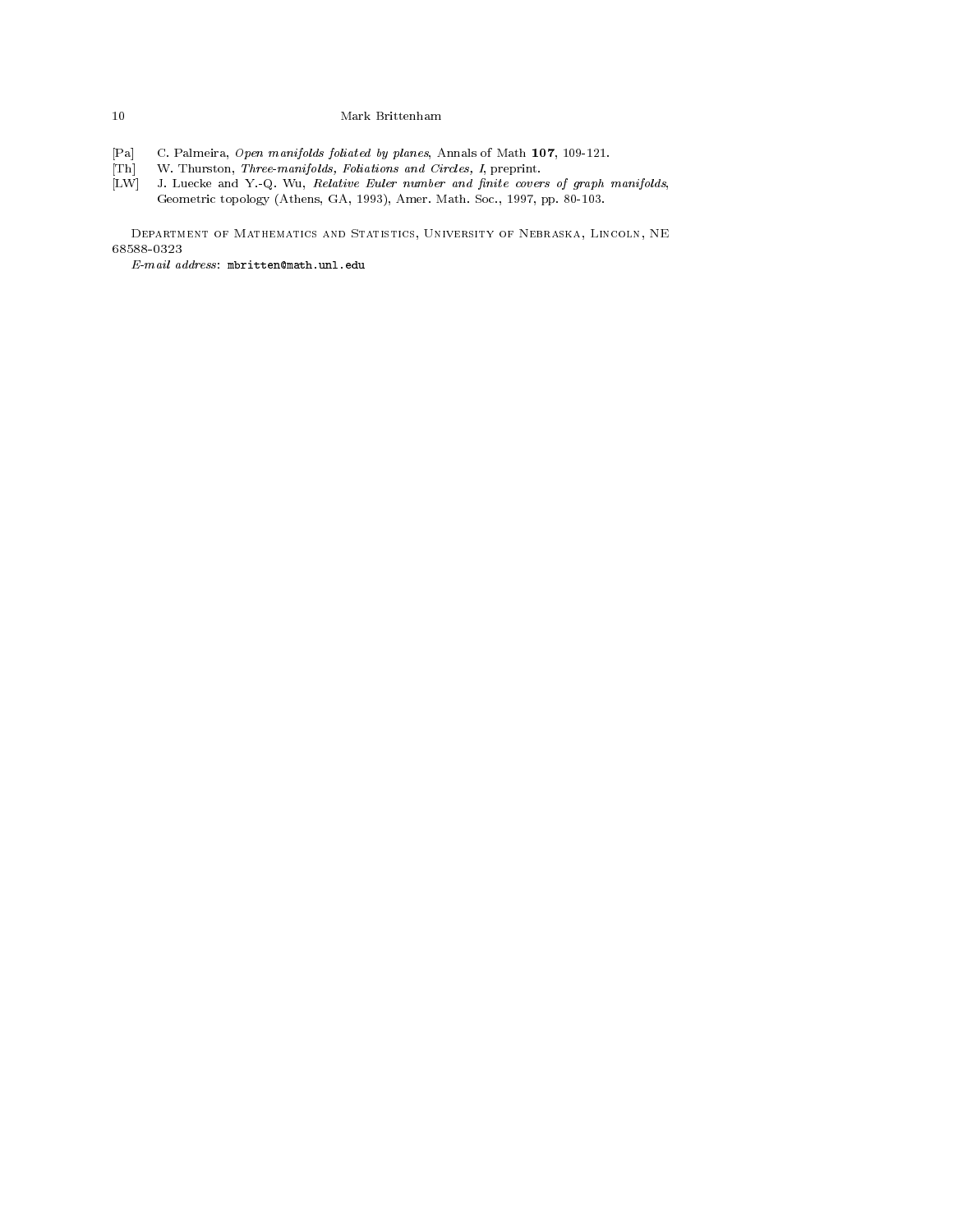[Pa] C. Palmeira, *Open manifolds foliated by planes*, Annals of Math **107**, 109-121.

[Th] W. Thurston, *Three-manifolds, Foliations and Circles, I*, preprint.

[LW] J. Luecke and Y.-Q. Wu, *Relative Euler number and finite covers of graph manifolds*, Geometric topology (Athens, GA, 1993), Amer. Math. Soc., 1997, pp. 80-103.

Department of Mathematics and Statistics, University of Nebraska, Lincoln, NE 68588-0323

*E-mail address*: `mbritten@math.unl.edu`